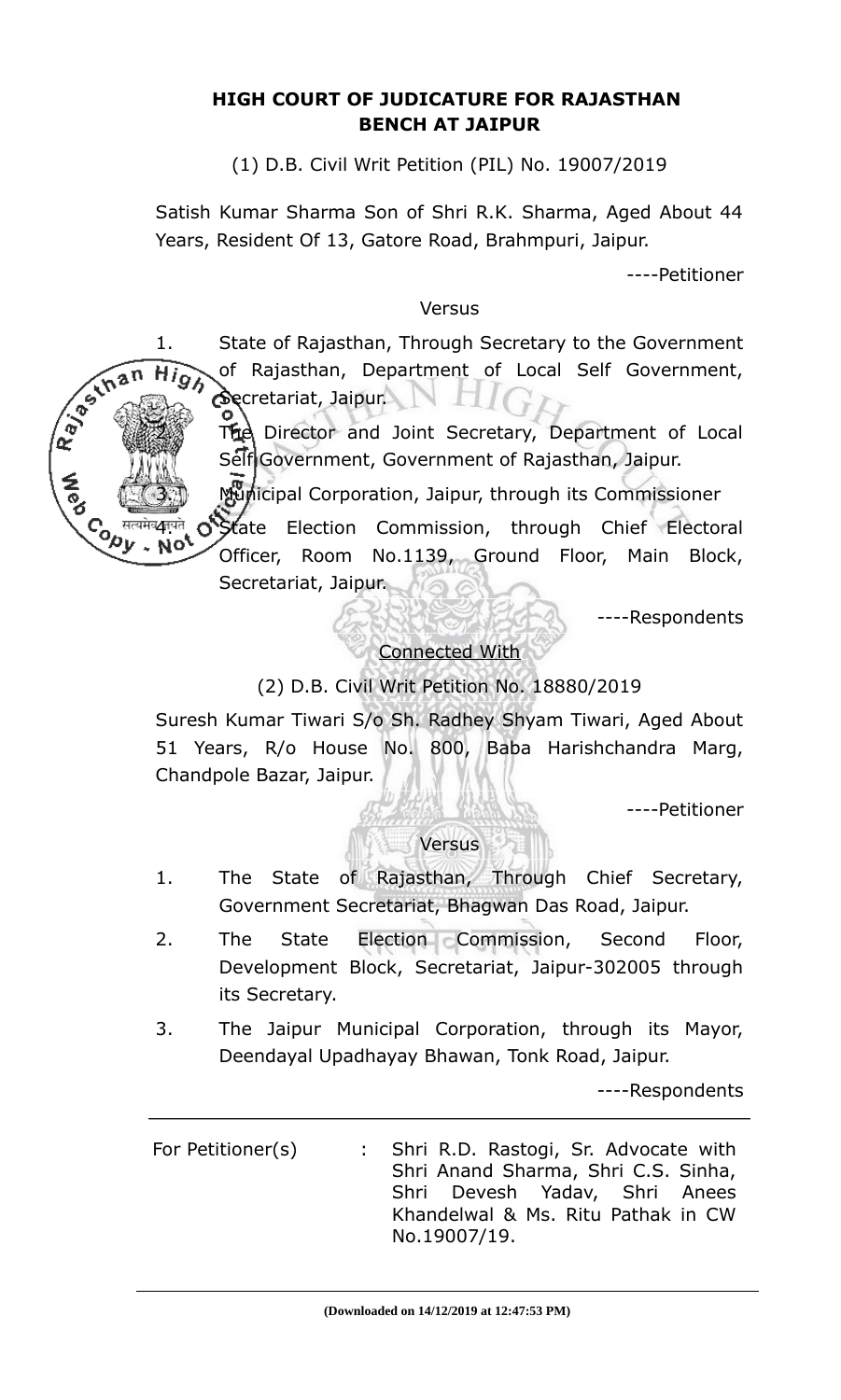**HIGH COURT OF JUDICATURE FOR RAJASTHAN**
**BENCH AT JAIPUR**

(1) D.B. Civil Writ Petition (PIL) No. 19007/2019

Satish Kumar Sharma Son of Shri R.K. Sharma, Aged About 44 Years, Resident Of 13, Gatore Road, Brahmpuri, Jaipur.

----Petitioner

Versus

1. State of Rajasthan, Through Secretary to the Government of Rajasthan, Department of Local Self Government, Secretariat, Jaipur.
2. The Director and Joint Secretary, Department of Local Self Government, Government of Rajasthan, Jaipur.
3. Municipal Corporation, Jaipur, through its Commissioner
4. State Election Commission, through Chief Electoral Officer, Room No.1139, Ground Floor, Main Block, Secretariat, Jaipur.

----Respondents

Connected With

(2) D.B. Civil Writ Petition No. 18880/2019

Suresh Kumar Tiwari S/o Sh. Radhey Shyam Tiwari, Aged About 51 Years, R/o House No. 800, Baba Harishchandra Marg, Chandpole Bazar, Jaipur.

----Petitioner

Versus

1. The State of Rajasthan, Through Chief Secretary, Government Secretariat, Bhagwan Das Road, Jaipur.
2. The State Election Commission, Second Floor, Development Block, Secretariat, Jaipur-302005 through its Secretary.
3. The Jaipur Municipal Corporation, through its Mayor, Deendayal Upadhayay Bhawan, Tonk Road, Jaipur.

----Respondents

---

For Petitioner(s) : Shri R.D. Rastogi, Sr. Advocate with Shri Anand Sharma, Shri C.S. Sinha, Shri Devesh Yadav, Shri Anees Khandelwal & Ms. Ritu Pathak in CW No.19007/19.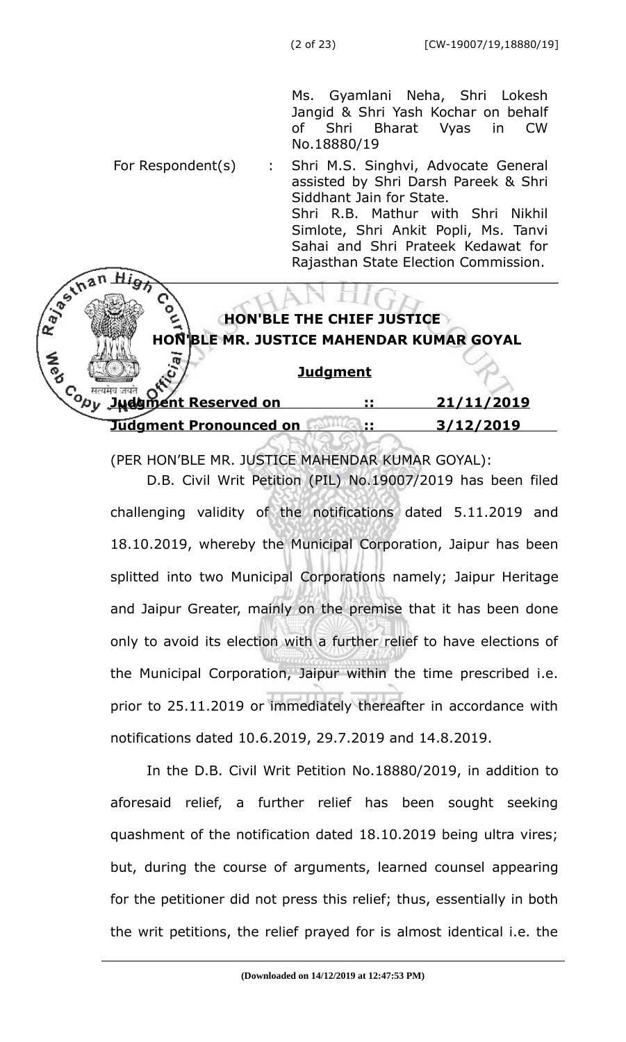Ms. Gyamlani Neha, Shri Lokesh Jangid & Shri Yash Kochar on behalf of Shri Bharat Vyas in CW No.18880/19

For Respondent(s) : Shri M.S. Singhvi, Advocate General assisted by Shri Darsh Pareek & Shri Siddhant Jain for State.
Shri R.B. Mathur with Shri Nikhil Simlote, Shri Ankit Popli, Ms. Tanvi Sahai and Shri Prateek Kedawat for Rajasthan State Election Commission.

**HON'BLE THE CHIEF JUSTICE**

**HON'BLE MR. JUSTICE MAHENDAR KUMAR GOYAL**

**Judgment**

| | | |
|---|---|---|
| **Judgment Reserved on** | **::** | **21/11/2019** |
| **Judgment Pronounced on** | **::** | **3/12/2019** |

(PER HON'BLE MR. JUSTICE MAHENDAR KUMAR GOYAL):

D.B. Civil Writ Petition (PIL) No.19007/2019 has been filed challenging validity of the notifications dated 5.11.2019 and 18.10.2019, whereby the Municipal Corporation, Jaipur has been splitted into two Municipal Corporations namely; Jaipur Heritage and Jaipur Greater, mainly on the premise that it has been done only to avoid its election with a further relief to have elections of the Municipal Corporation, Jaipur within the time prescribed i.e. prior to 25.11.2019 or immediately thereafter in accordance with notifications dated 10.6.2019, 29.7.2019 and 14.8.2019.

In the D.B. Civil Writ Petition No.18880/2019, in addition to aforesaid relief, a further relief has been sought seeking quashment of the notification dated 18.10.2019 being ultra vires; but, during the course of arguments, learned counsel appearing for the petitioner did not press this relief; thus, essentially in both the writ petitions, the relief prayed for is almost identical i.e. the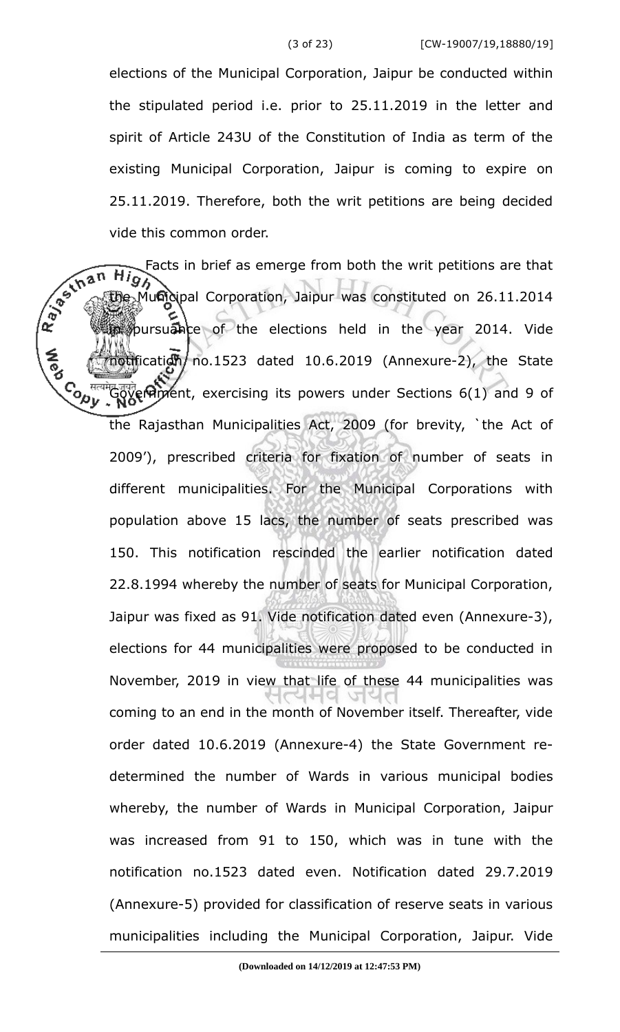elections of the Municipal Corporation, Jaipur be conducted within the stipulated period i.e. prior to 25.11.2019 in the letter and spirit of Article 243U of the Constitution of India as term of the existing Municipal Corporation, Jaipur is coming to expire on 25.11.2019. Therefore, both the writ petitions are being decided vide this common order.

Facts in brief as emerge from both the writ petitions are that the Municipal Corporation, Jaipur was constituted on 26.11.2014 in pursuance of the elections held in the year 2014. Vide notification no.1523 dated 10.6.2019 (Annexure-2), the State Government, exercising its powers under Sections 6(1) and 9 of the Rajasthan Municipalities Act, 2009 (for brevity, `the Act of 2009'), prescribed criteria for fixation of number of seats in different municipalities. For the Municipal Corporations with population above 15 lacs, the number of seats prescribed was 150. This notification rescinded the earlier notification dated 22.8.1994 whereby the number of seats for Municipal Corporation, Jaipur was fixed as 91. Vide notification dated even (Annexure-3), elections for 44 municipalities were proposed to be conducted in November, 2019 in view that life of these 44 municipalities was coming to an end in the month of November itself. Thereafter, vide order dated 10.6.2019 (Annexure-4) the State Government re-determined the number of Wards in various municipal bodies whereby, the number of Wards in Municipal Corporation, Jaipur was increased from 91 to 150, which was in tune with the notification no.1523 dated even. Notification dated 29.7.2019 (Annexure-5) provided for classification of reserve seats in various municipalities including the Municipal Corporation, Jaipur. Vide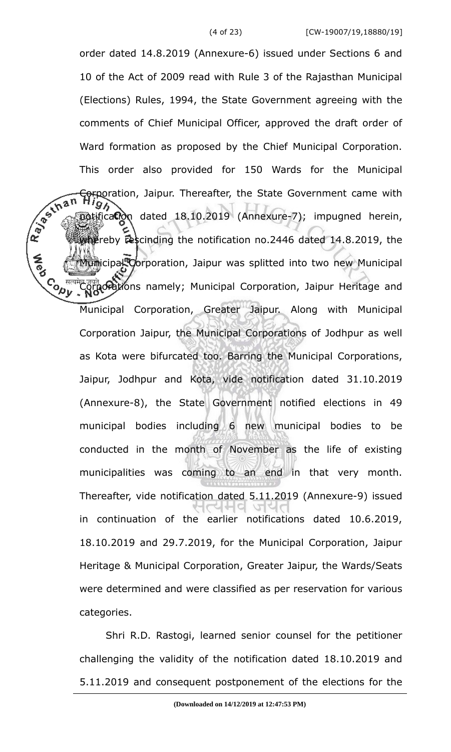order dated 14.8.2019 (Annexure-6) issued under Sections 6 and 10 of the Act of 2009 read with Rule 3 of the Rajasthan Municipal (Elections) Rules, 1994, the State Government agreeing with the comments of Chief Municipal Officer, approved the draft order of Ward formation as proposed by the Chief Municipal Corporation. This order also provided for 150 Wards for the Municipal Corporation, Jaipur. Thereafter, the State Government came with notification dated 18.10.2019 (Annexure-7); impugned herein, whereby rescinding the notification no.2446 dated 14.8.2019, the Municipal Corporation, Jaipur was splitted into two new Municipal Corporations namely; Municipal Corporation, Jaipur Heritage and Municipal Corporation, Greater Jaipur. Along with Municipal Corporation Jaipur, the Municipal Corporations of Jodhpur as well as Kota were bifurcated too. Barring the Municipal Corporations, Jaipur, Jodhpur and Kota, vide notification dated 31.10.2019 (Annexure-8), the State Government notified elections in 49 municipal bodies including 6 new municipal bodies to be conducted in the month of November as the life of existing municipalities was coming to an end in that very month. Thereafter, vide notification dated 5.11.2019 (Annexure-9) issued in continuation of the earlier notifications dated 10.6.2019, 18.10.2019 and 29.7.2019, for the Municipal Corporation, Jaipur Heritage & Municipal Corporation, Greater Jaipur, the Wards/Seats were determined and were classified as per reservation for various categories.

Shri R.D. Rastogi, learned senior counsel for the petitioner challenging the validity of the notification dated 18.10.2019 and 5.11.2019 and consequent postponement of the elections for the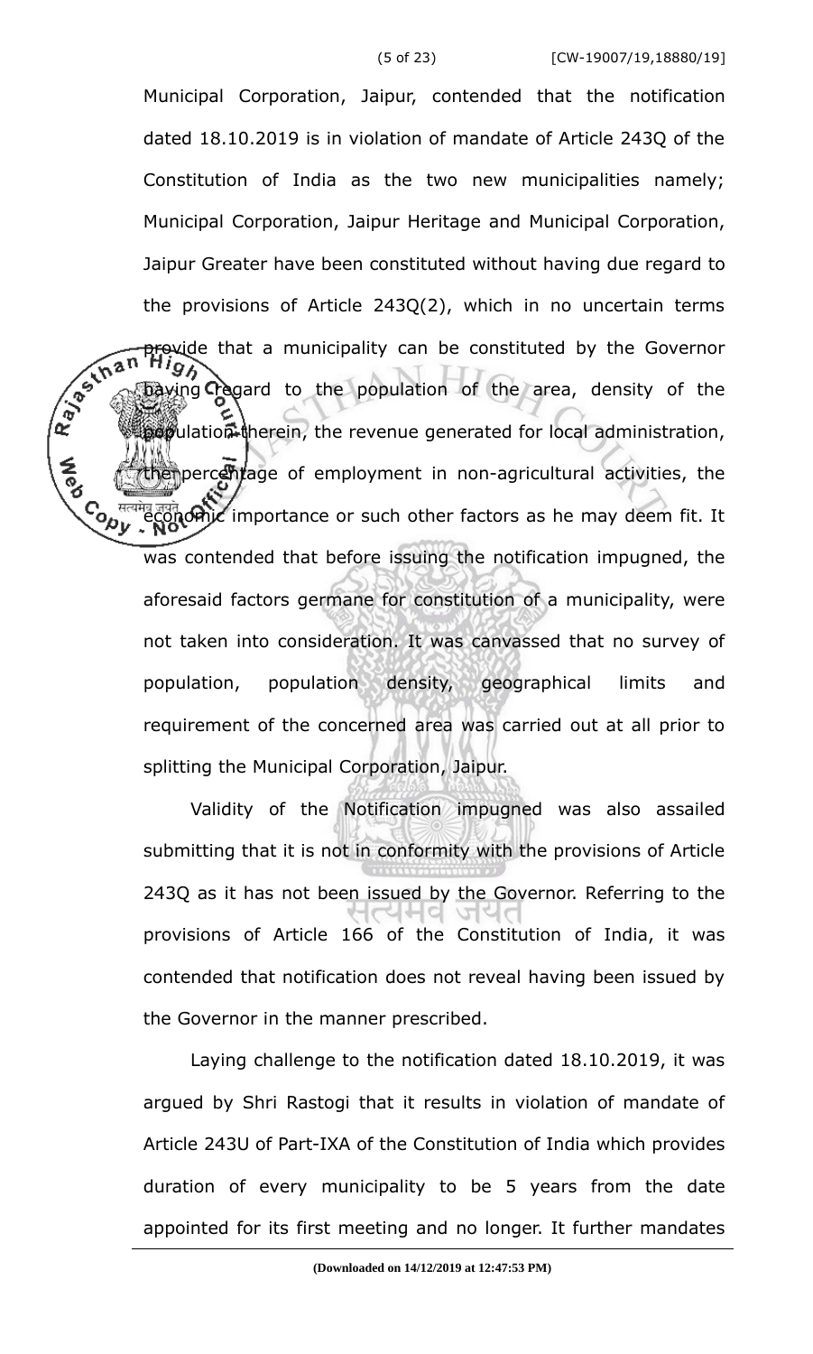Municipal Corporation, Jaipur, contended that the notification dated 18.10.2019 is in violation of mandate of Article 243Q of the Constitution of India as the two new municipalities namely; Municipal Corporation, Jaipur Heritage and Municipal Corporation, Jaipur Greater have been constituted without having due regard to the provisions of Article 243Q(2), which in no uncertain terms provide that a municipality can be constituted by the Governor having regard to the population of the area, density of the population therein, the revenue generated for local administration, the percentage of employment in non-agricultural activities, the economic importance or such other factors as he may deem fit. It was contended that before issuing the notification impugned, the aforesaid factors germane for constitution of a municipality, were not taken into consideration. It was canvassed that no survey of population, population density, geographical limits and requirement of the concerned area was carried out at all prior to splitting the Municipal Corporation, Jaipur.

Validity of the Notification impugned was also assailed submitting that it is not in conformity with the provisions of Article 243Q as it has not been issued by the Governor. Referring to the provisions of Article 166 of the Constitution of India, it was contended that notification does not reveal having been issued by the Governor in the manner prescribed.

Laying challenge to the notification dated 18.10.2019, it was argued by Shri Rastogi that it results in violation of mandate of Article 243U of Part-IXA of the Constitution of India which provides duration of every municipality to be 5 years from the date appointed for its first meeting and no longer. It further mandates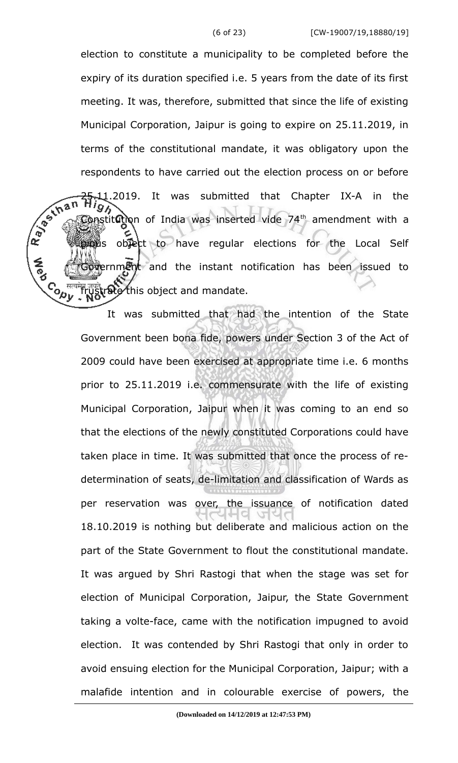election to constitute a municipality to be completed before the expiry of its duration specified i.e. 5 years from the date of its first meeting. It was, therefore, submitted that since the life of existing Municipal Corporation, Jaipur is going to expire on 25.11.2019, in terms of the constitutional mandate, it was obligatory upon the respondents to have carried out the election process on or before 25.11.2019. It was submitted that Chapter IX-A in the Constitution of India was inserted vide 74th amendment with a pious object to have regular elections for the Local Self Government and the instant notification has been issued to frustrate this object and mandate.

It was submitted that had the intention of the State Government been bona fide, powers under Section 3 of the Act of 2009 could have been exercised at appropriate time i.e. 6 months prior to 25.11.2019 i.e. commensurate with the life of existing Municipal Corporation, Jaipur when it was coming to an end so that the elections of the newly constituted Corporations could have taken place in time. It was submitted that once the process of re-determination of seats, de-limitation and classification of Wards as per reservation was over, the issuance of notification dated 18.10.2019 is nothing but deliberate and malicious action on the part of the State Government to flout the constitutional mandate. It was argued by Shri Rastogi that when the stage was set for election of Municipal Corporation, Jaipur, the State Government taking a volte-face, came with the notification impugned to avoid election. It was contended by Shri Rastogi that only in order to avoid ensuing election for the Municipal Corporation, Jaipur; with a malafide intention and in colourable exercise of powers, the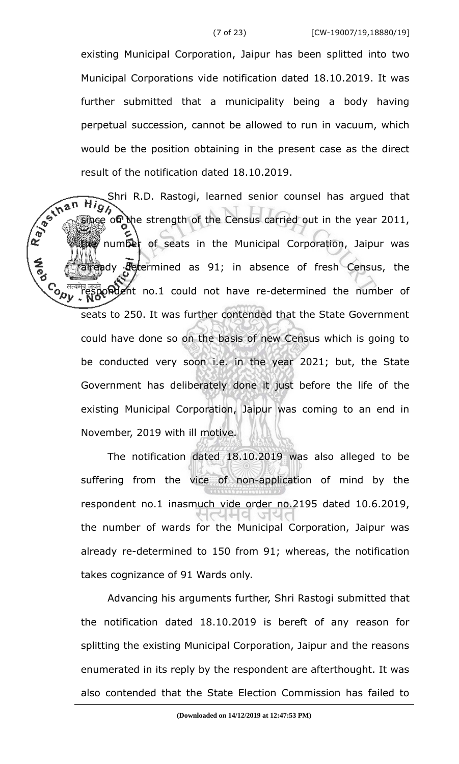existing Municipal Corporation, Jaipur has been splitted into two Municipal Corporations vide notification dated 18.10.2019. It was further submitted that a municipality being a body having perpetual succession, cannot be allowed to run in vacuum, which would be the position obtaining in the present case as the direct result of the notification dated 18.10.2019.

Shri R.D. Rastogi, learned senior counsel has argued that since on the strength of the Census carried out in the year 2011, the number of seats in the Municipal Corporation, Jaipur was already determined as 91; in absence of fresh Census, the respondent no.1 could not have re-determined the number of seats to 250. It was further contended that the State Government could have done so on the basis of new Census which is going to be conducted very soon i.e. in the year 2021; but, the State Government has deliberately done it just before the life of the existing Municipal Corporation, Jaipur was coming to an end in November, 2019 with ill motive.

The notification dated 18.10.2019 was also alleged to be suffering from the vice of non-application of mind by the respondent no.1 inasmuch vide order no.2195 dated 10.6.2019, the number of wards for the Municipal Corporation, Jaipur was already re-determined to 150 from 91; whereas, the notification takes cognizance of 91 Wards only.

Advancing his arguments further, Shri Rastogi submitted that the notification dated 18.10.2019 is bereft of any reason for splitting the existing Municipal Corporation, Jaipur and the reasons enumerated in its reply by the respondent are afterthought. It was also contended that the State Election Commission has failed to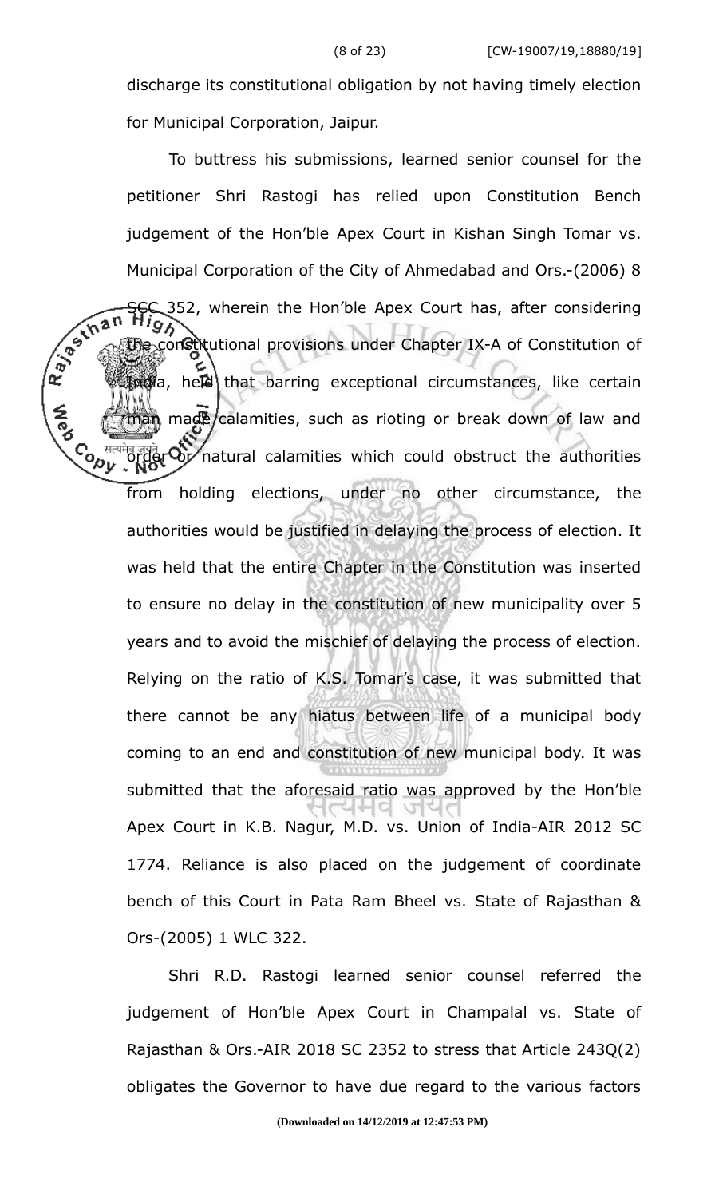discharge its constitutional obligation by not having timely election for Municipal Corporation, Jaipur.

To buttress his submissions, learned senior counsel for the petitioner Shri Rastogi has relied upon Constitution Bench judgement of the Hon'ble Apex Court in Kishan Singh Tomar vs. Municipal Corporation of the City of Ahmedabad and Ors.-(2006) 8 SCC 352, wherein the Hon'ble Apex Court has, after considering the constitutional provisions under Chapter IX-A of Constitution of India, held that barring exceptional circumstances, like certain man made calamities, such as rioting or break down of law and order or natural calamities which could obstruct the authorities from holding elections, under no other circumstance, the authorities would be justified in delaying the process of election. It was held that the entire Chapter in the Constitution was inserted to ensure no delay in the constitution of new municipality over 5 years and to avoid the mischief of delaying the process of election. Relying on the ratio of K.S. Tomar's case, it was submitted that there cannot be any hiatus between life of a municipal body coming to an end and constitution of new municipal body. It was submitted that the aforesaid ratio was approved by the Hon'ble Apex Court in K.B. Nagur, M.D. vs. Union of India-AIR 2012 SC 1774. Reliance is also placed on the judgement of coordinate bench of this Court in Pata Ram Bheel vs. State of Rajasthan & Ors-(2005) 1 WLC 322.

Shri R.D. Rastogi learned senior counsel referred the judgement of Hon'ble Apex Court in Champalal vs. State of Rajasthan & Ors.-AIR 2018 SC 2352 to stress that Article 243Q(2) obligates the Governor to have due regard to the various factors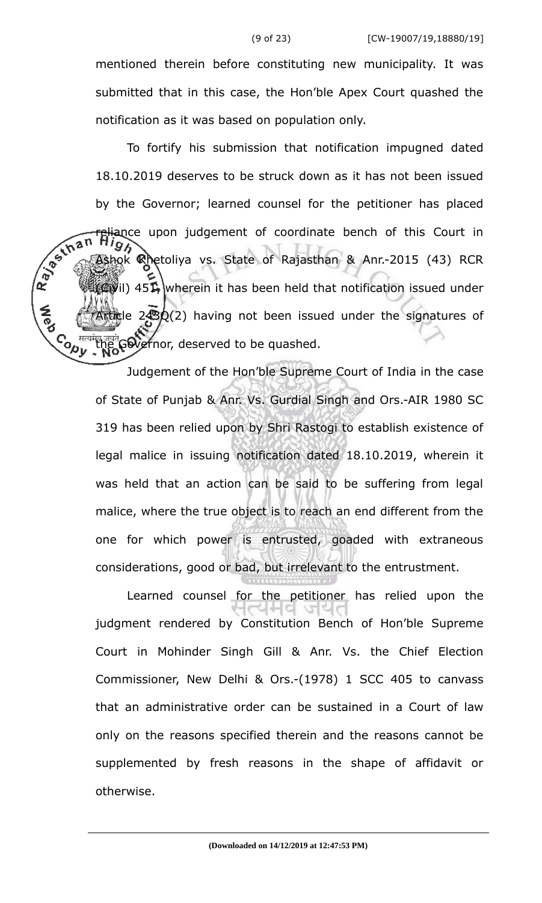mentioned therein before constituting new municipality. It was submitted that in this case, the Hon'ble Apex Court quashed the notification as it was based on population only.

To fortify his submission that notification impugned dated 18.10.2019 deserves to be struck down as it has not been issued by the Governor; learned counsel for the petitioner has placed reliance upon judgement of coordinate bench of this Court in Ashok Khetoliya vs. State of Rajasthan & Anr.-2015 (43) RCR (Civil) 451, wherein it has been held that notification issued under Article 243Q(2) having not been issued under the signatures of the Governor, deserved to be quashed.

Judgement of the Hon'ble Supreme Court of India in the case of State of Punjab & Anr. Vs. Gurdial Singh and Ors.-AIR 1980 SC 319 has been relied upon by Shri Rastogi to establish existence of legal malice in issuing notification dated 18.10.2019, wherein it was held that an action can be said to be suffering from legal malice, where the true object is to reach an end different from the one for which power is entrusted, goaded with extraneous considerations, good or bad, but irrelevant to the entrustment.

Learned counsel for the petitioner has relied upon the judgment rendered by Constitution Bench of Hon'ble Supreme Court in Mohinder Singh Gill & Anr. Vs. the Chief Election Commissioner, New Delhi & Ors.-(1978) 1 SCC 405 to canvass that an administrative order can be sustained in a Court of law only on the reasons specified therein and the reasons cannot be supplemented by fresh reasons in the shape of affidavit or otherwise.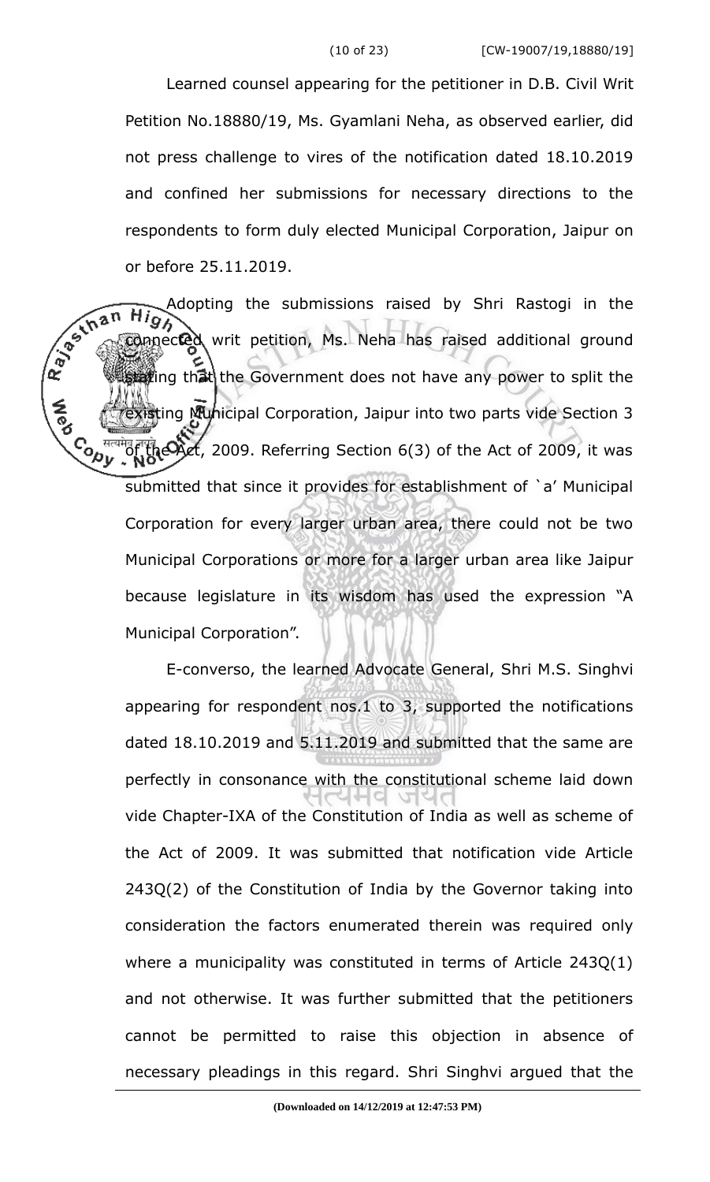Learned counsel appearing for the petitioner in D.B. Civil Writ Petition No.18880/19, Ms. Gyamlani Neha, as observed earlier, did not press challenge to vires of the notification dated 18.10.2019 and confined her submissions for necessary directions to the respondents to form duly elected Municipal Corporation, Jaipur on or before 25.11.2019.

Adopting the submissions raised by Shri Rastogi in the connected writ petition, Ms. Neha has raised additional ground stating that the Government does not have any power to split the existing Municipal Corporation, Jaipur into two parts vide Section 3 of the Act, 2009. Referring Section 6(3) of the Act of 2009, it was submitted that since it provides for establishment of `a' Municipal Corporation for every larger urban area, there could not be two Municipal Corporations or more for a larger urban area like Jaipur because legislature in its wisdom has used the expression "A Municipal Corporation".

E-converso, the learned Advocate General, Shri M.S. Singhvi appearing for respondent nos.1 to 3, supported the notifications dated 18.10.2019 and 5.11.2019 and submitted that the same are perfectly in consonance with the constitutional scheme laid down vide Chapter-IXA of the Constitution of India as well as scheme of the Act of 2009. It was submitted that notification vide Article 243Q(2) of the Constitution of India by the Governor taking into consideration the factors enumerated therein was required only where a municipality was constituted in terms of Article 243Q(1) and not otherwise. It was further submitted that the petitioners cannot be permitted to raise this objection in absence of necessary pleadings in this regard. Shri Singhvi argued that the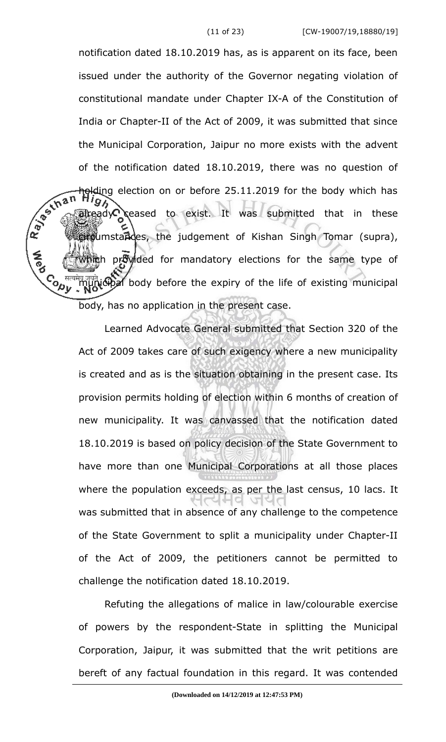notification dated 18.10.2019 has, as is apparent on its face, been issued under the authority of the Governor negating violation of constitutional mandate under Chapter IX-A of the Constitution of India or Chapter-II of the Act of 2009, it was submitted that since the Municipal Corporation, Jaipur no more exists with the advent of the notification dated 18.10.2019, there was no question of holding election on or before 25.11.2019 for the body which has already ceased to exist. It was submitted that in these circumstances, the judgement of Kishan Singh Tomar (supra), which provided for mandatory elections for the same type of municipal body before the expiry of the life of existing municipal body, has no application in the present case.

Learned Advocate General submitted that Section 320 of the Act of 2009 takes care of such exigency where a new municipality is created and as is the situation obtaining in the present case. Its provision permits holding of election within 6 months of creation of new municipality. It was canvassed that the notification dated 18.10.2019 is based on policy decision of the State Government to have more than one Municipal Corporations at all those places where the population exceeds, as per the last census, 10 lacs. It was submitted that in absence of any challenge to the competence of the State Government to split a municipality under Chapter-II of the Act of 2009, the petitioners cannot be permitted to challenge the notification dated 18.10.2019.

Refuting the allegations of malice in law/colourable exercise of powers by the respondent-State in splitting the Municipal Corporation, Jaipur, it was submitted that the writ petitions are bereft of any factual foundation in this regard. It was contended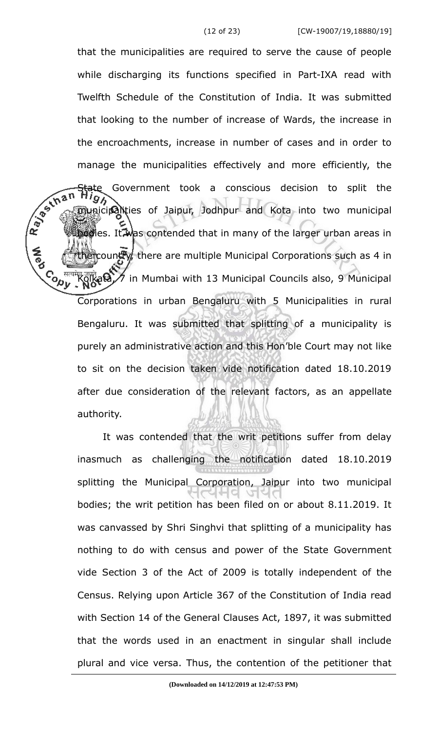that the municipalities are required to serve the cause of people while discharging its functions specified in Part-IXA read with Twelfth Schedule of the Constitution of India. It was submitted that looking to the number of increase of Wards, the increase in the encroachments, increase in number of cases and in order to manage the municipalities effectively and more efficiently, the State Government took a conscious decision to split the municipalities of Jaipur, Jodhpur and Kota into two municipal bodies. It was contended that in many of the larger urban areas in the country, there are multiple Municipal Corporations such as 4 in Kolkata, 7 in Mumbai with 13 Municipal Councils also, 9 Municipal Corporations in urban Bengaluru with 5 Municipalities in rural Bengaluru. It was submitted that splitting of a municipality is purely an administrative action and this Hon'ble Court may not like to sit on the decision taken vide notification dated 18.10.2019 after due consideration of the relevant factors, as an appellate authority.

It was contended that the writ petitions suffer from delay inasmuch as challenging the notification dated 18.10.2019 splitting the Municipal Corporation, Jaipur into two municipal bodies; the writ petition has been filed on or about 8.11.2019. It was canvassed by Shri Singhvi that splitting of a municipality has nothing to do with census and power of the State Government vide Section 3 of the Act of 2009 is totally independent of the Census. Relying upon Article 367 of the Constitution of India read with Section 14 of the General Clauses Act, 1897, it was submitted that the words used in an enactment in singular shall include plural and vice versa. Thus, the contention of the petitioner that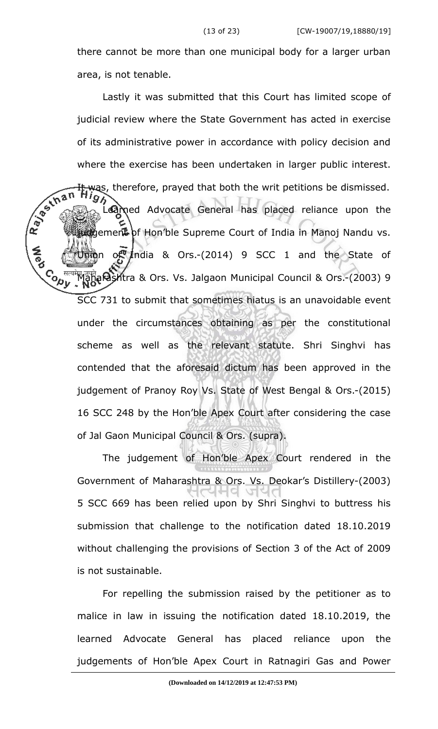there cannot be more than one municipal body for a larger urban area, is not tenable.

Lastly it was submitted that this Court has limited scope of judicial review where the State Government has acted in exercise of its administrative power in accordance with policy decision and where the exercise has been undertaken in larger public interest. It was, therefore, prayed that both the writ petitions be dismissed.

Learned Advocate General has placed reliance upon the judgement of Hon'ble Supreme Court of India in Manoj Nandu vs. Union of India & Ors.-(2014) 9 SCC 1 and the State of Maharashtra & Ors. Vs. Jalgaon Municipal Council & Ors.-(2003) 9 SCC 731 to submit that sometimes hiatus is an unavoidable event under the circumstances obtaining as per the constitutional scheme as well as the relevant statute. Shri Singhvi has contended that the aforesaid dictum has been approved in the judgement of Pranoy Roy Vs. State of West Bengal & Ors.-(2015) 16 SCC 248 by the Hon'ble Apex Court after considering the case of Jal Gaon Municipal Council & Ors. (supra).

The judgement of Hon'ble Apex Court rendered in the Government of Maharashtra & Ors. Vs. Deokar's Distillery-(2003) 5 SCC 669 has been relied upon by Shri Singhvi to buttress his submission that challenge to the notification dated 18.10.2019 without challenging the provisions of Section 3 of the Act of 2009 is not sustainable.

For repelling the submission raised by the petitioner as to malice in law in issuing the notification dated 18.10.2019, the learned Advocate General has placed reliance upon the judgements of Hon'ble Apex Court in Ratnagiri Gas and Power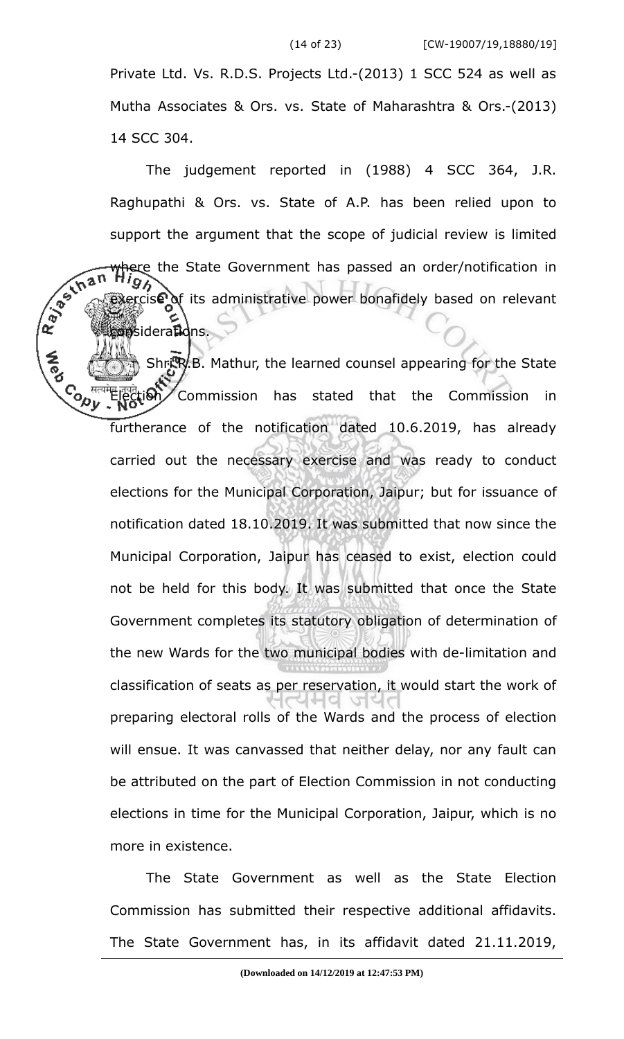Private Ltd. Vs. R.D.S. Projects Ltd.-(2013) 1 SCC 524 as well as Mutha Associates & Ors. vs. State of Maharashtra & Ors.-(2013) 14 SCC 304.

The judgement reported in (1988) 4 SCC 364, J.R. Raghupathi & Ors. vs. State of A.P. has been relied upon to support the argument that the scope of judicial review is limited where the State Government has passed an order/notification in exercise of its administrative power bonafidely based on relevant considerations.

Shri R.B. Mathur, the learned counsel appearing for the State Election Commission has stated that the Commission in furtherance of the notification dated 10.6.2019, has already carried out the necessary exercise and was ready to conduct elections for the Municipal Corporation, Jaipur; but for issuance of notification dated 18.10.2019. It was submitted that now since the Municipal Corporation, Jaipur has ceased to exist, election could not be held for this body. It was submitted that once the State Government completes its statutory obligation of determination of the new Wards for the two municipal bodies with de-limitation and classification of seats as per reservation, it would start the work of preparing electoral rolls of the Wards and the process of election will ensue. It was canvassed that neither delay, nor any fault can be attributed on the part of Election Commission in not conducting elections in time for the Municipal Corporation, Jaipur, which is no more in existence.

The State Government as well as the State Election Commission has submitted their respective additional affidavits. The State Government has, in its affidavit dated 21.11.2019,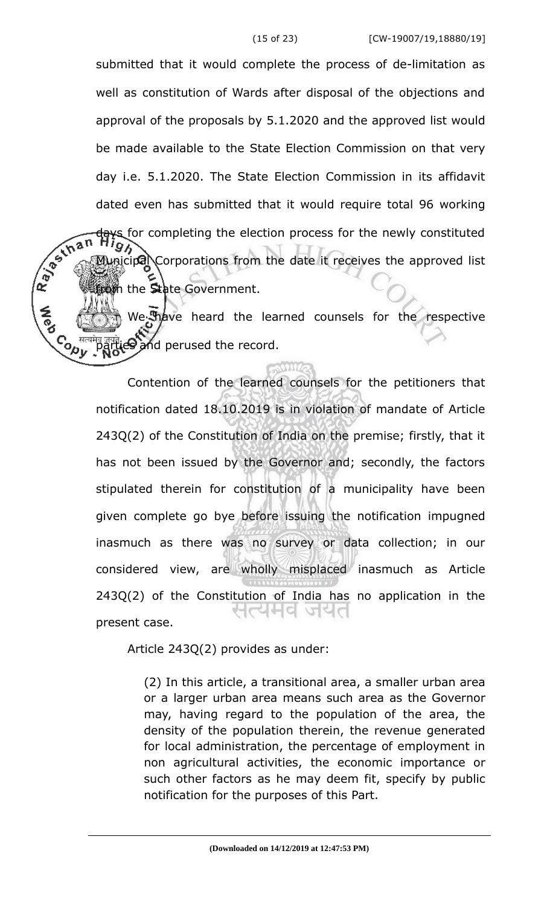submitted that it would complete the process of de-limitation as well as constitution of Wards after disposal of the objections and approval of the proposals by 5.1.2020 and the approved list would be made available to the State Election Commission on that very day i.e. 5.1.2020. The State Election Commission in its affidavit dated even has submitted that it would require total 96 working days for completing the election process for the newly constituted Municipal Corporations from the date it receives the approved list from the State Government.

We have heard the learned counsels for the respective parties and perused the record.

Contention of the learned counsels for the petitioners that notification dated 18.10.2019 is in violation of mandate of Article 243Q(2) of the Constitution of India on the premise; firstly, that it has not been issued by the Governor and; secondly, the factors stipulated therein for constitution of a municipality have been given complete go bye before issuing the notification impugned inasmuch as there was no survey or data collection; in our considered view, are wholly misplaced inasmuch as Article 243Q(2) of the Constitution of India has no application in the present case.

Article 243Q(2) provides as under:

> (2) In this article, a transitional area, a smaller urban area or a larger urban area means such area as the Governor may, having regard to the population of the area, the density of the population therein, the revenue generated for local administration, the percentage of employment in non agricultural activities, the economic importance or such other factors as he may deem fit, specify by public notification for the purposes of this Part.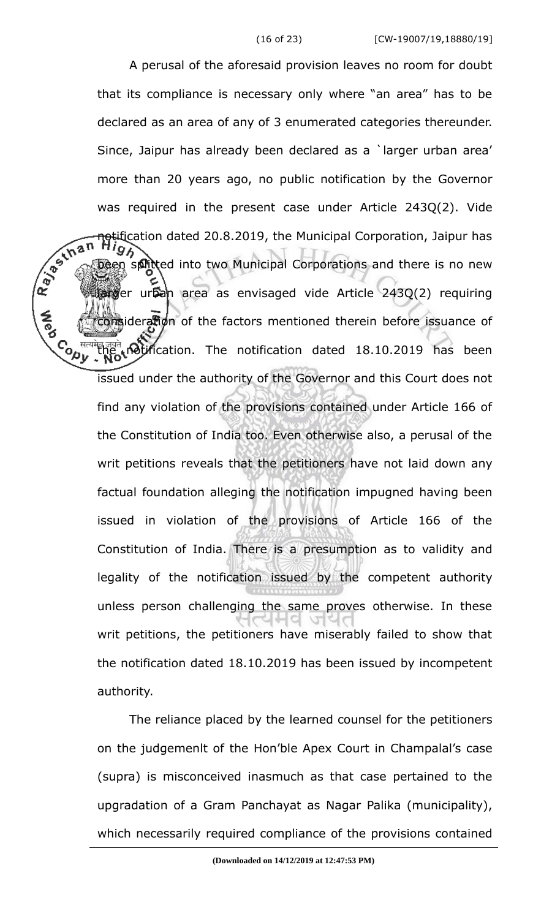A perusal of the aforesaid provision leaves no room for doubt that its compliance is necessary only where "an area" has to be declared as an area of any of 3 enumerated categories thereunder. Since, Jaipur has already been declared as a `larger urban area' more than 20 years ago, no public notification by the Governor was required in the present case under Article 243Q(2). Vide notification dated 20.8.2019, the Municipal Corporation, Jaipur has been splitted into two Municipal Corporations and there is no new larger urban area as envisaged vide Article 243Q(2) requiring consideration of the factors mentioned therein before issuance of the notification. The notification dated 18.10.2019 has been issued under the authority of the Governor and this Court does not find any violation of the provisions contained under Article 166 of the Constitution of India too. Even otherwise also, a perusal of the writ petitions reveals that the petitioners have not laid down any factual foundation alleging the notification impugned having been issued in violation of the provisions of Article 166 of the Constitution of India. There is a presumption as to validity and legality of the notification issued by the competent authority unless person challenging the same proves otherwise. In these writ petitions, the petitioners have miserably failed to show that the notification dated 18.10.2019 has been issued by incompetent authority.

The reliance placed by the learned counsel for the petitioners on the judgemenlt of the Hon'ble Apex Court in Champalal's case (supra) is misconceived inasmuch as that case pertained to the upgradation of a Gram Panchayat as Nagar Palika (municipality), which necessarily required compliance of the provisions contained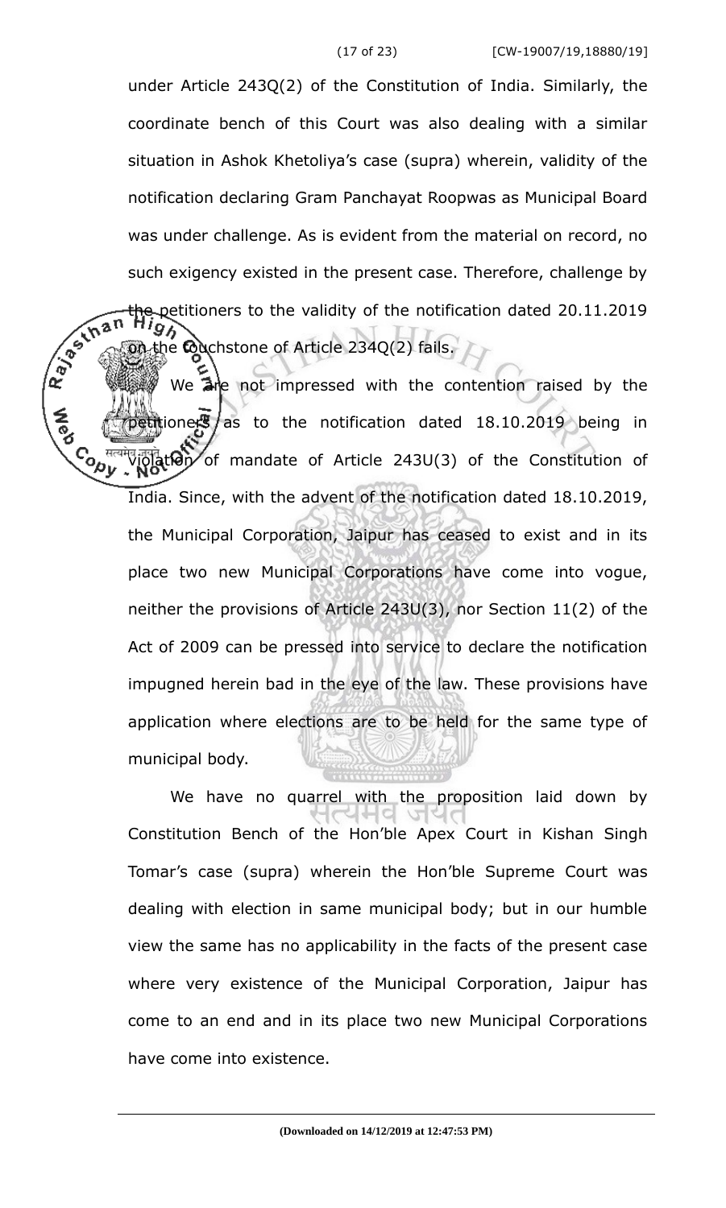under Article 243Q(2) of the Constitution of India. Similarly, the coordinate bench of this Court was also dealing with a similar situation in Ashok Khetoliya's case (supra) wherein, validity of the notification declaring Gram Panchayat Roopwas as Municipal Board was under challenge. As is evident from the material on record, no such exigency existed in the present case. Therefore, challenge by the petitioners to the validity of the notification dated 20.11.2019 on the touchstone of Article 234Q(2) fails.

We are not impressed with the contention raised by the petitioners as to the notification dated 18.10.2019 being in violation of mandate of Article 243U(3) of the Constitution of India. Since, with the advent of the notification dated 18.10.2019, the Municipal Corporation, Jaipur has ceased to exist and in its place two new Municipal Corporations have come into vogue, neither the provisions of Article 243U(3), nor Section 11(2) of the Act of 2009 can be pressed into service to declare the notification impugned herein bad in the eye of the law. These provisions have application where elections are to be held for the same type of municipal body.

We have no quarrel with the proposition laid down by Constitution Bench of the Hon'ble Apex Court in Kishan Singh Tomar's case (supra) wherein the Hon'ble Supreme Court was dealing with election in same municipal body; but in our humble view the same has no applicability in the facts of the present case where very existence of the Municipal Corporation, Jaipur has come to an end and in its place two new Municipal Corporations have come into existence.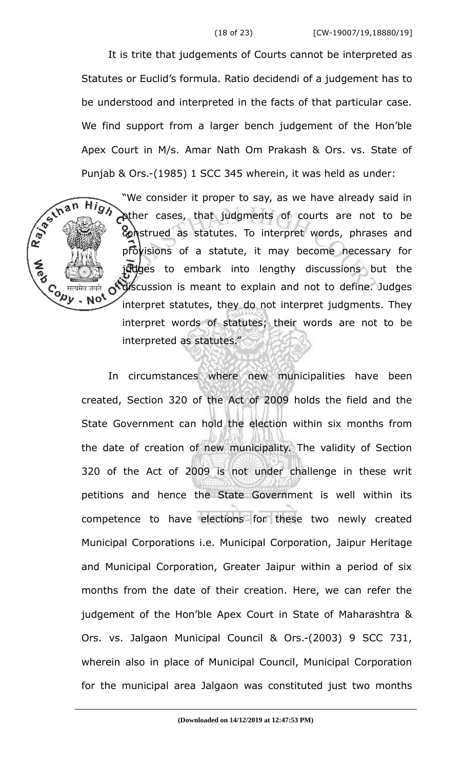It is trite that judgements of Courts cannot be interpreted as Statutes or Euclid's formula. Ratio decidendi of a judgement has to be understood and interpreted in the facts of that particular case. We find support from a larger bench judgement of the Hon'ble Apex Court in M/s. Amar Nath Om Prakash & Ors. vs. State of Punjab & Ors.-(1985) 1 SCC 345 wherein, it was held as under:

> "We consider it proper to say, as we have already said in other cases, that judgments of courts are not to be construed as statutes. To interpret words, phrases and provisions of a statute, it may become necessary for judges to embark into lengthy discussions but the discussion is meant to explain and not to define. Judges interpret statutes, they do not interpret judgments. They interpret words of statutes; their words are not to be interpreted as statutes."

In circumstances where new municipalities have been created, Section 320 of the Act of 2009 holds the field and the State Government can hold the election within six months from the date of creation of new municipality. The validity of Section 320 of the Act of 2009 is not under challenge in these writ petitions and hence the State Government is well within its competence to have elections for these two newly created Municipal Corporations i.e. Municipal Corporation, Jaipur Heritage and Municipal Corporation, Greater Jaipur within a period of six months from the date of their creation. Here, we can refer the judgement of the Hon'ble Apex Court in State of Maharashtra & Ors. vs. Jalgaon Municipal Council & Ors.-(2003) 9 SCC 731, wherein also in place of Municipal Council, Municipal Corporation for the municipal area Jalgaon was constituted just two months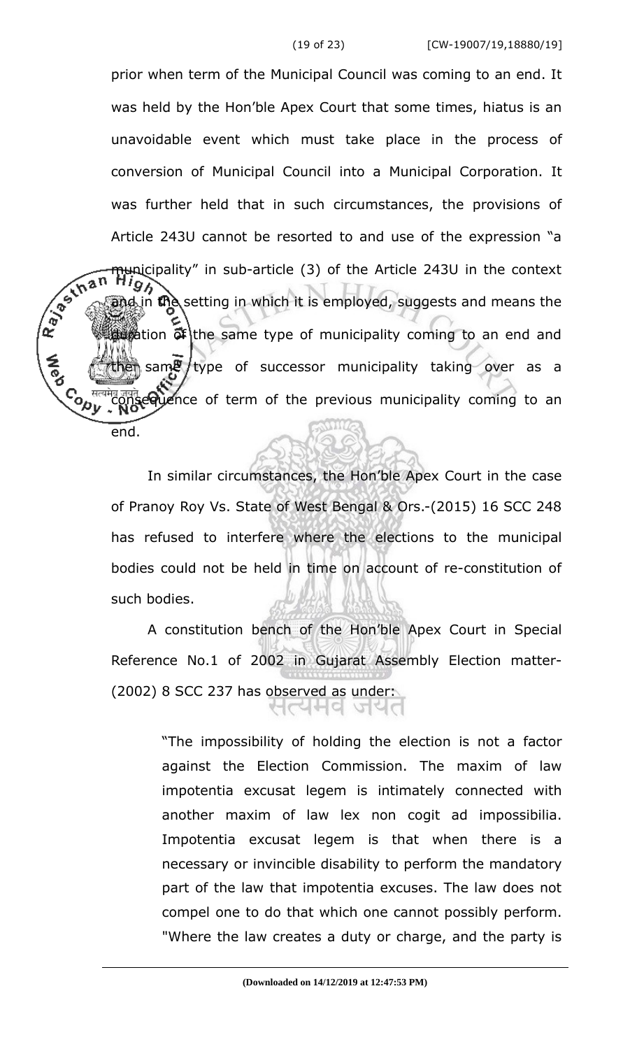prior when term of the Municipal Council was coming to an end. It was held by the Hon'ble Apex Court that some times, hiatus is an unavoidable event which must take place in the process of conversion of Municipal Council into a Municipal Corporation. It was further held that in such circumstances, the provisions of Article 243U cannot be resorted to and use of the expression "a municipality" in sub-article (3) of the Article 243U in the context and in the setting in which it is employed, suggests and means the duration of the same type of municipality coming to an end and then same type of successor municipality taking over as a consequence of term of the previous municipality coming to an end.

In similar circumstances, the Hon'ble Apex Court in the case of Pranoy Roy Vs. State of West Bengal & Ors.-(2015) 16 SCC 248 has refused to interfere where the elections to the municipal bodies could not be held in time on account of re-constitution of such bodies.

A constitution bench of the Hon'ble Apex Court in Special Reference No.1 of 2002 in Gujarat Assembly Election matter-(2002) 8 SCC 237 has observed as under:

> "The impossibility of holding the election is not a factor against the Election Commission. The maxim of law impotentia excusat legem is intimately connected with another maxim of law lex non cogit ad impossibilia. Impotentia excusat legem is that when there is a necessary or invincible disability to perform the mandatory part of the law that impotentia excuses. The law does not compel one to do that which one cannot possibly perform. "Where the law creates a duty or charge, and the party is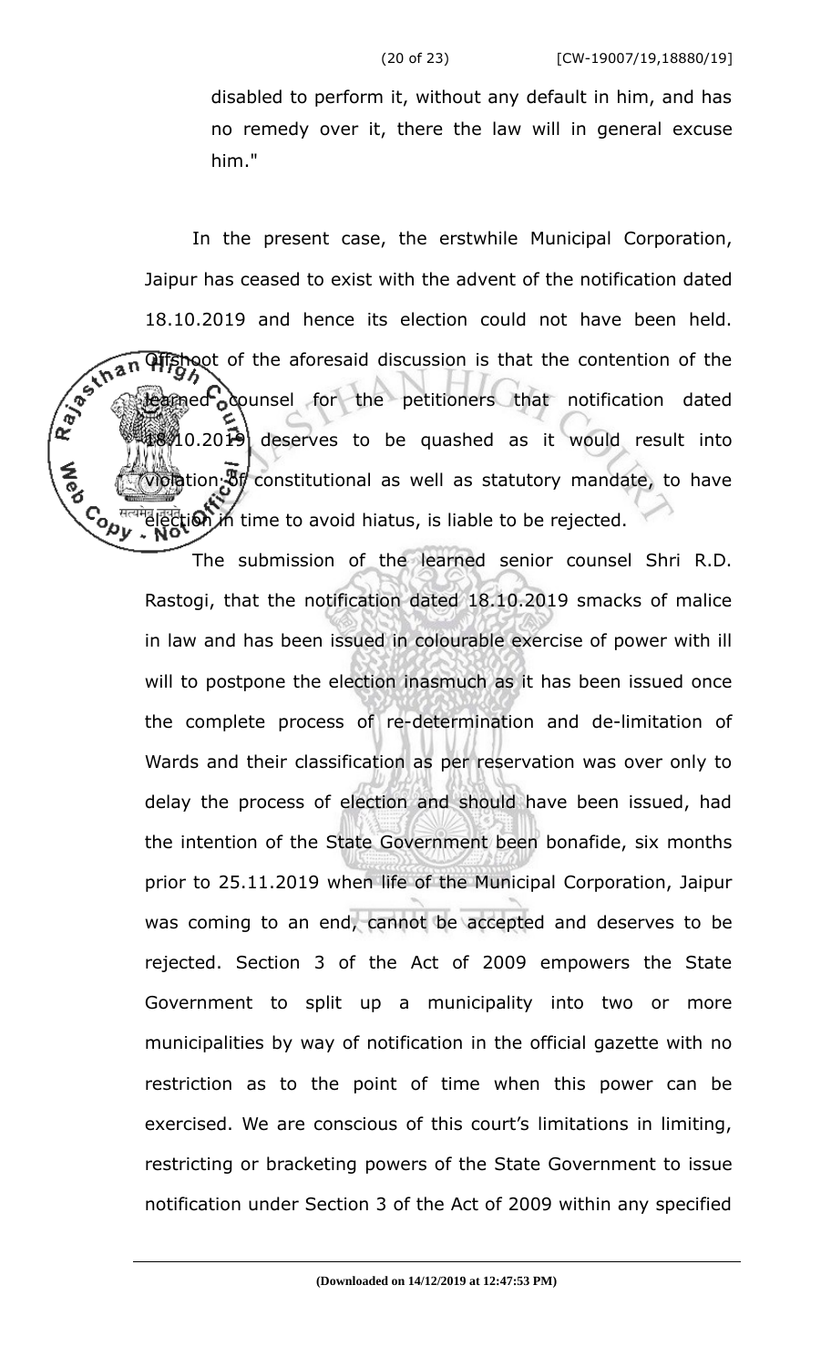disabled to perform it, without any default in him, and has no remedy over it, there the law will in general excuse him."

In the present case, the erstwhile Municipal Corporation, Jaipur has ceased to exist with the advent of the notification dated 18.10.2019 and hence its election could not have been held. Offshoot of the aforesaid discussion is that the contention of the learned counsel for the petitioners that notification dated 18.10.2019 deserves to be quashed as it would result into violation of constitutional as well as statutory mandate, to have election in time to avoid hiatus, is liable to be rejected.

The submission of the learned senior counsel Shri R.D. Rastogi, that the notification dated 18.10.2019 smacks of malice in law and has been issued in colourable exercise of power with ill will to postpone the election inasmuch as it has been issued once the complete process of re-determination and de-limitation of Wards and their classification as per reservation was over only to delay the process of election and should have been issued, had the intention of the State Government been bonafide, six months prior to 25.11.2019 when life of the Municipal Corporation, Jaipur was coming to an end, cannot be accepted and deserves to be rejected. Section 3 of the Act of 2009 empowers the State Government to split up a municipality into two or more municipalities by way of notification in the official gazette with no restriction as to the point of time when this power can be exercised. We are conscious of this court's limitations in limiting, restricting or bracketing powers of the State Government to issue notification under Section 3 of the Act of 2009 within any specified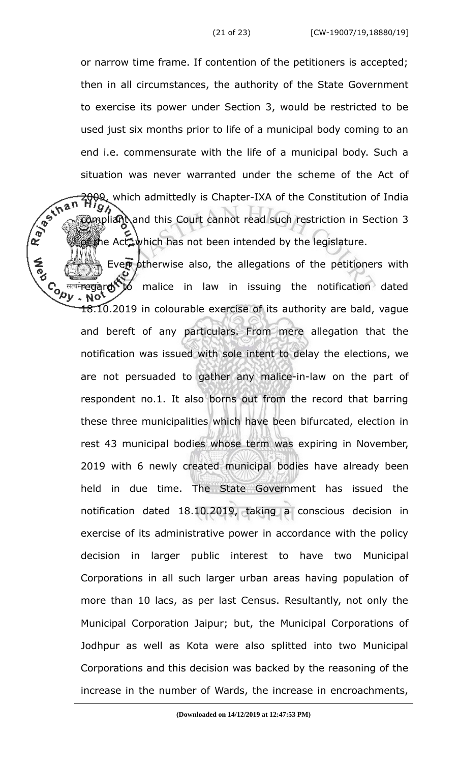or narrow time frame. If contention of the petitioners is accepted; then in all circumstances, the authority of the State Government to exercise its power under Section 3, would be restricted to be used just six months prior to life of a municipal body coming to an end i.e. commensurate with the life of a municipal body. Such a situation was never warranted under the scheme of the Act of 2009, which admittedly is Chapter-IXA of the Constitution of India compliant and this Court cannot read such restriction in Section 3 of the Act, which has not been intended by the legislature.

Even otherwise also, the allegations of the petitioners with regard to malice in law in issuing the notification dated 18.10.2019 in colourable exercise of its authority are bald, vague and bereft of any particulars. From mere allegation that the notification was issued with sole intent to delay the elections, we are not persuaded to gather any malice-in-law on the part of respondent no.1. It also borns out from the record that barring these three municipalities which have been bifurcated, election in rest 43 municipal bodies whose term was expiring in November, 2019 with 6 newly created municipal bodies have already been held in due time. The State Government has issued the notification dated 18.10.2019, taking a conscious decision in exercise of its administrative power in accordance with the policy decision in larger public interest to have two Municipal Corporations in all such larger urban areas having population of more than 10 lacs, as per last Census. Resultantly, not only the Municipal Corporation Jaipur; but, the Municipal Corporations of Jodhpur as well as Kota were also splitted into two Municipal Corporations and this decision was backed by the reasoning of the increase in the number of Wards, the increase in encroachments,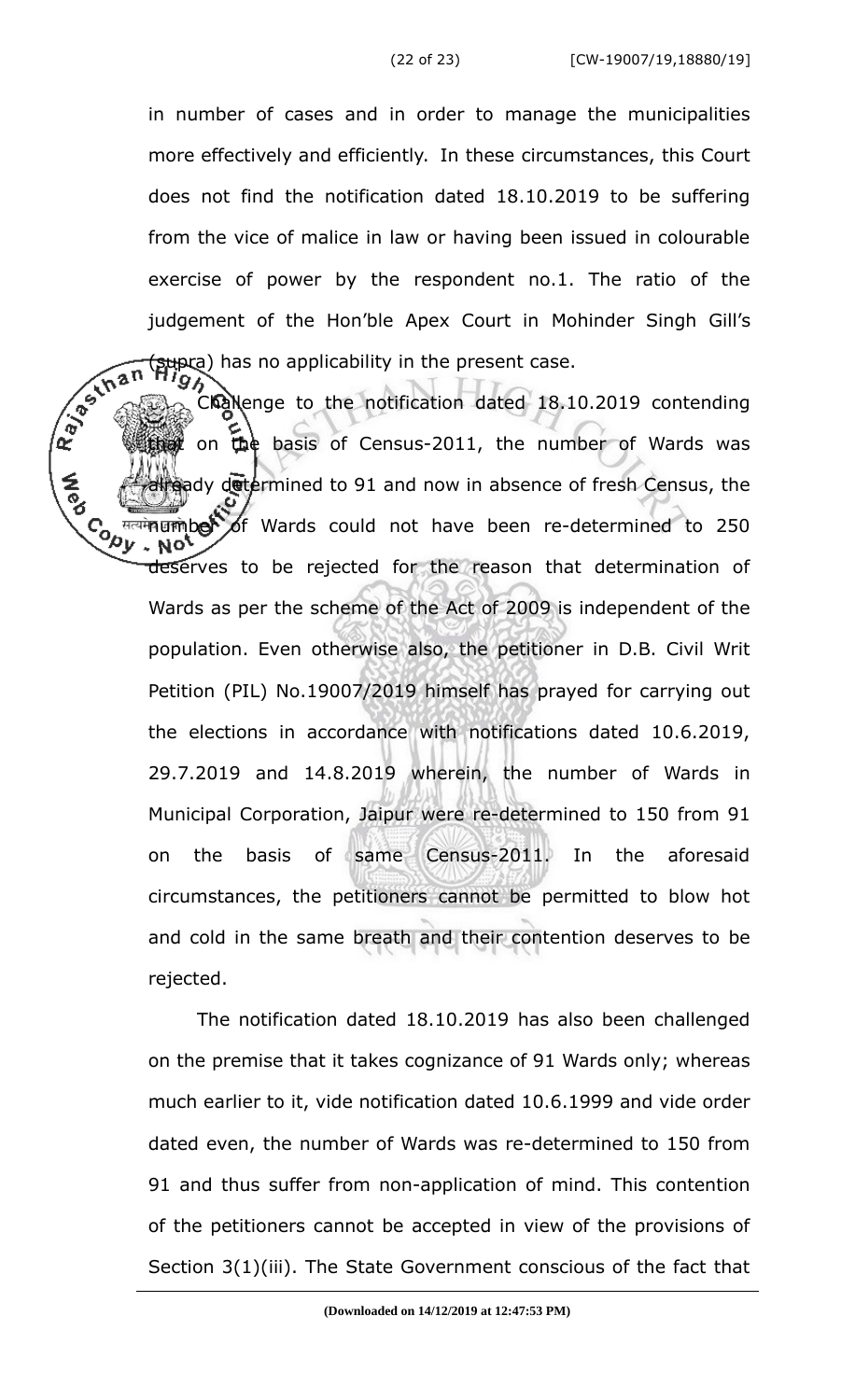in number of cases and in order to manage the municipalities more effectively and efficiently. In these circumstances, this Court does not find the notification dated 18.10.2019 to be suffering from the vice of malice in law or having been issued in colourable exercise of power by the respondent no.1. The ratio of the judgement of the Hon'ble Apex Court in Mohinder Singh Gill's (supra) has no applicability in the present case.

Challenge to the notification dated 18.10.2019 contending that on the basis of Census-2011, the number of Wards was already determined to 91 and now in absence of fresh Census, the number of Wards could not have been re-determined to 250 deserves to be rejected for the reason that determination of Wards as per the scheme of the Act of 2009 is independent of the population. Even otherwise also, the petitioner in D.B. Civil Writ Petition (PIL) No.19007/2019 himself has prayed for carrying out the elections in accordance with notifications dated 10.6.2019, 29.7.2019 and 14.8.2019 wherein, the number of Wards in Municipal Corporation, Jaipur were re-determined to 150 from 91 on the basis of same Census-2011. In the aforesaid circumstances, the petitioners cannot be permitted to blow hot and cold in the same breath and their contention deserves to be rejected.

The notification dated 18.10.2019 has also been challenged on the premise that it takes cognizance of 91 Wards only; whereas much earlier to it, vide notification dated 10.6.1999 and vide order dated even, the number of Wards was re-determined to 150 from 91 and thus suffer from non-application of mind. This contention of the petitioners cannot be accepted in view of the provisions of Section 3(1)(iii). The State Government conscious of the fact that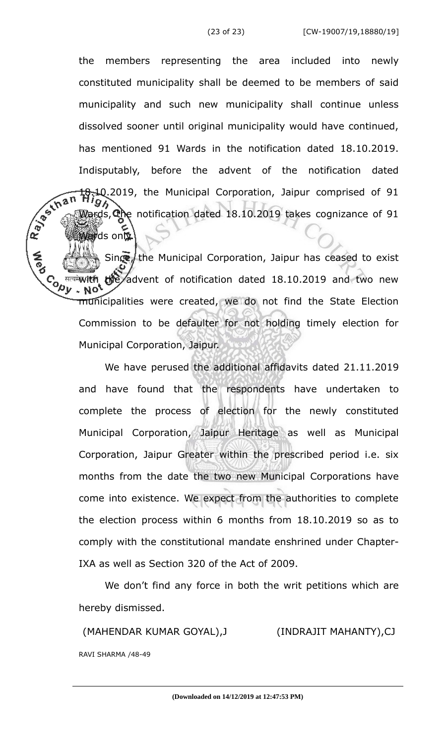the members representing the area included into newly constituted municipality shall be deemed to be members of said municipality and such new municipality shall continue unless dissolved sooner until original municipality would have continued, has mentioned 91 Wards in the notification dated 18.10.2019. Indisputably, before the advent of the notification dated 18.10.2019, the Municipal Corporation, Jaipur comprised of 91 Wards, the notification dated 18.10.2019 takes cognizance of 91 Wards only.

Since, the Municipal Corporation, Jaipur has ceased to exist with the advent of notification dated 18.10.2019 and two new municipalities were created, we do not find the State Election Commission to be defaulter for not holding timely election for Municipal Corporation, Jaipur.

We have perused the additional affidavits dated 21.11.2019 and have found that the respondents have undertaken to complete the process of election for the newly constituted Municipal Corporation, Jaipur Heritage as well as Municipal Corporation, Jaipur Greater within the prescribed period i.e. six months from the date the two new Municipal Corporations have come into existence. We expect from the authorities to complete the election process within 6 months from 18.10.2019 so as to comply with the constitutional mandate enshrined under Chapter-IXA as well as Section 320 of the Act of 2009.

We don't find any force in both the writ petitions which are hereby dismissed.

(MAHENDAR KUMAR GOYAL),J (INDRAJIT MAHANTY),CJ

RAVI SHARMA /48-49